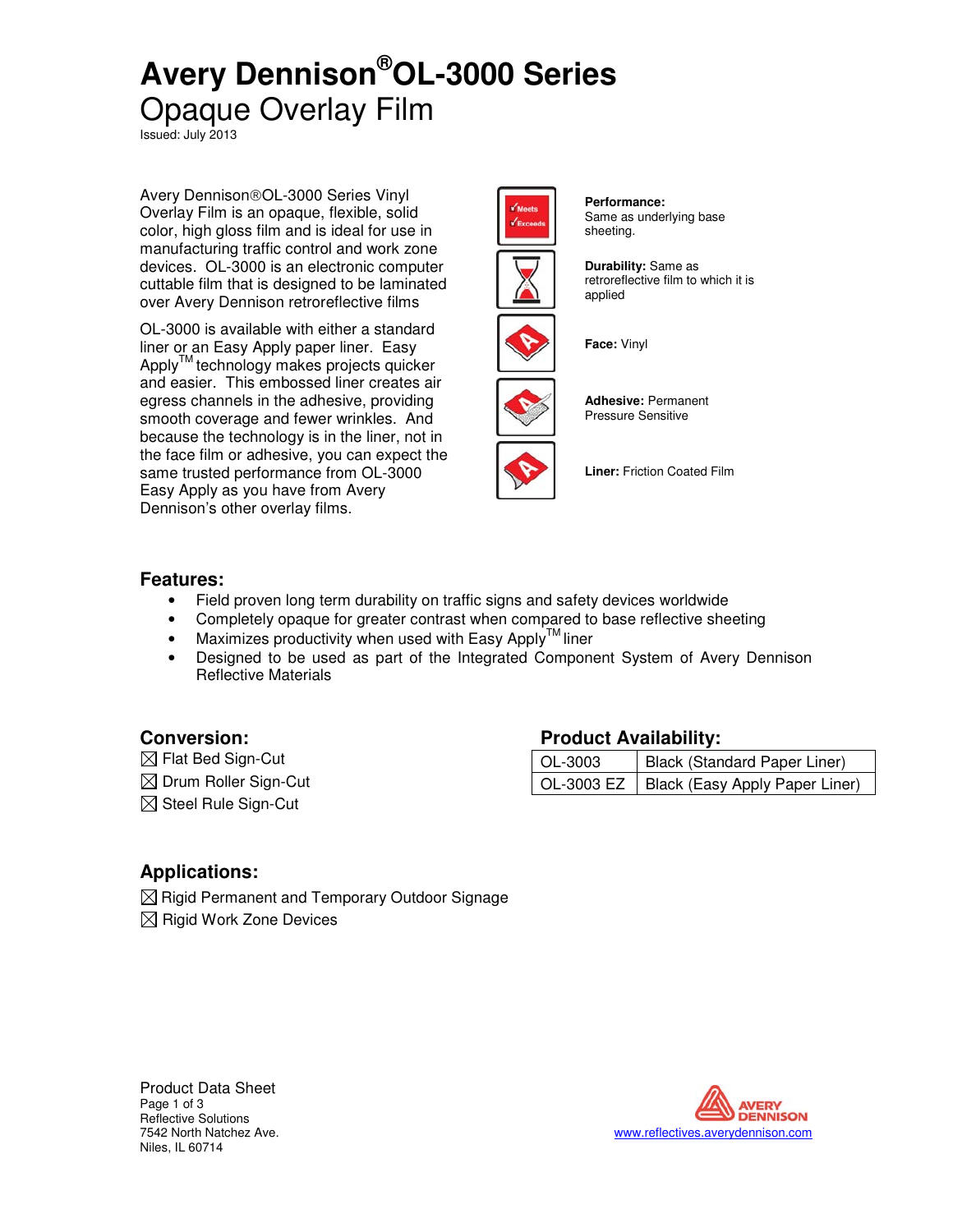# Avery Dennison®OL-3000 Series

## Opaque Overlay Film

Issued: July 2013

Avery Dennison®OL-3000 Series Vinyl Overlay Film is an opaque, flexible, solid color, high gloss film and is ideal for use in manufacturing traffic control and work zone devices. OL-3000 is an electronic computer cuttable film that is designed to be laminated over Avery Dennison retroreflective films

OL-3000 is available with either a standard liner or an Easy Apply paper liner. Easy Apply™ technology makes projects quicker and easier. This embossed liner creates air egress channels in the adhesive, providing smooth coverage and fewer wrinkles. And because the technology is in the liner, not in the face film or adhesive, you can expect the same trusted performance from OL-3000 Easy Apply as you have from Avery Dennison's other overlay films.

**Performance:** Same as underlying base sheeting.

**Durability:** Same as retroreflective film to which it is applied

**Face:** Vinyl

**Adhesive:** Permanent Pressure Sensitive

**Liner:** Friction Coated Film

## Features:

- Field proven long term durability on traffic signs and safety devices worldwide
- Completely opaque for greater contrast when compared to base reflective sheeting
- Maximizes productivity when used with Easy Apply™ liner
- Designed to be used as part of the Integrated Component System of Avery Dennison Reflective Materials

## Conversion:

☒ Flat Bed Sign-Cut
☒ Drum Roller Sign-Cut
☒ Steel Rule Sign-Cut

## Product Availability:

| | |
|---|---|
| OL-3003 | Black (Standard Paper Liner) |
| OL-3003 EZ | Black (Easy Apply Paper Liner) |

## Applications:

☒ Rigid Permanent and Temporary Outdoor Signage
☒ Rigid Work Zone Devices

Product Data Sheet
Reflective Solutions
7542 North Natchez Ave.
Niles, IL 60714

www.reflectives.averydennison.com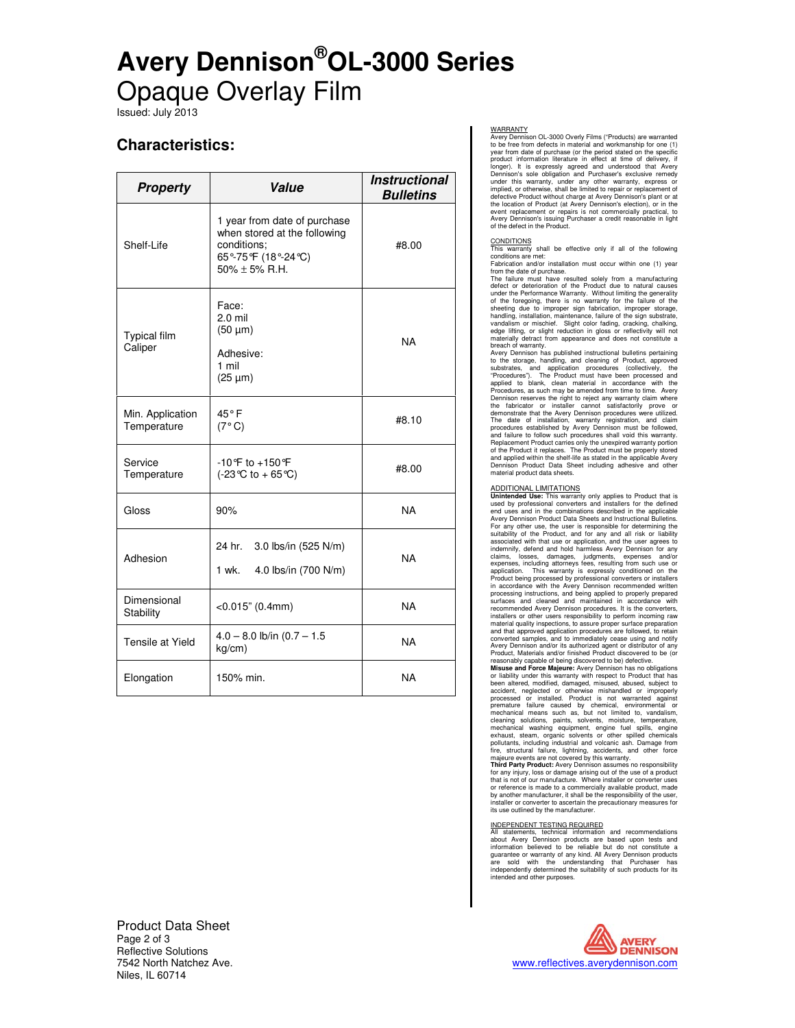# Avery Dennison®OL-3000 Series

Opaque Overlay Film

Issued: July 2013

## Characteristics:

| ***Property*** | ***Value*** | ***Instructional Bulletins*** |
|---|---|---|
| Shelf-Life | 1 year from date of purchase when stored at the following conditions; 65°-75°F (18°-24°C) 50% ± 5% R.H. | #8.00 |
| Typical film Caliper | Face: 2.0 mil (50 µm) Adhesive: 1 mil (25 µm) | NA |
| Min. Application Temperature | 45° F (7° C) | #8.10 |
| Service Temperature | -10°F to +150°F (-23°C to + 65°C) | #8.00 |
| Gloss | 90% | NA |
| Adhesion | 24 hr. 3.0 lbs/in (525 N/m) 1 wk. 4.0 lbs/in (700 N/m) | NA |
| Dimensional Stability | <0.015" (0.4mm) | NA |
| Tensile at Yield | 4.0 – 8.0 lb/in (0.7 – 1.5 kg/cm) | NA |
| Elongation | 150% min. | NA |

WARRANTY

Avery Dennison OL-3000 Overly Films ("Products) are warranted to be free from defects in material and workmanship for one (1) year from date of purchase (or the period stated on the specific product information literature in effect at time of delivery, if longer). It is expressly agreed and understood that Avery Dennison's sole obligation and Purchaser's exclusive remedy under this warranty, under any other warranty, express or implied, or otherwise, shall be limited to repair or replacement of defective Product without charge at Avery Dennison's plant or at the location of Product (at Avery Dennison's election), or in the event replacement or repairs is not commercially practical, to Avery Dennison's issuing Purchaser a credit reasonable in light of the defect in the Product.

CONDITIONS

This warranty shall be effective only if all of the following conditions are met:

Fabrication and/or installation must occur within one (1) year from the date of purchase.

The failure must have resulted solely from a manufacturing defect or deterioration of the Product due to natural causes under the Performance Warranty. Without limiting the generality of the foregoing, there is no warranty for the failure of the sheeting due to improper sign fabrication, improper storage, handling, installation, maintenance, failure of the sign substrate, vandalism or mischief. Slight color fading, cracking, chalking, edge lifting, or slight reduction in gloss or reflectivity will not materially detract from appearance and does not constitute a breach of warranty.

Avery Dennison has published instructional bulletins pertaining to the storage, handling, and cleaning of Product, approved substrates, and application procedures (collectively, the "Procedures"). The Product must have been processed and applied to blank, clean material in accordance with the Procedures, as such may be amended from time to time. Avery Dennison reserves the right to reject any warranty claim where the fabricator or installer cannot satisfactorily prove or demonstrate that the Avery Dennison procedures were utilized. The date of installation, warranty registration, and claim procedures established by Avery Dennison must be followed, and failure to follow such procedures shall void this warranty. Replacement Product carries only the unexpired warranty portion of the Product it replaces. The Product must be properly stored and applied within the shelf-life as stated in the applicable Avery Dennison Product Data Sheet including adhesive and other material product data sheets.

ADDITIONAL LIMITATIONS

**Unintended Use:** This warranty only applies to Product that is used by professional converters and installers for the defined end uses and in the combinations described in the applicable Avery Dennison Product Data Sheets and Instructional Bulletins. For any other use, the user is responsible for determining the suitability of the Product, and for any and all risk or liability associated with that use or application, and the user agrees to indemnify, defend and hold harmless Avery Dennison for any claims, losses, damages, judgments, expenses and/or expenses, including attorneys fees, resulting from such use or application. This warranty is expressly conditioned on the Product being processed by professional converters or installers in accordance with the Avery Dennison recommended written processing instructions, and being applied to properly prepared surfaces and cleaned and maintained in accordance with recommended Avery Dennison procedures. It is the converters, installers or other users responsibility to perform incoming raw material quality inspections, to assure proper surface preparation and that approved application procedures are followed, to retain converted samples, and to immediately cease using and notify Avery Dennison and/or its authorized agent or distributor of any Product, Materials and/or finished Product discovered to be (or reasonably capable of being discovered to be) defective.

**Misuse and Force Majeure:** Avery Dennison has no obligations or liability under this warranty with respect to Product that has been altered, modified, damaged, misused, abused, subject to accident, neglected or otherwise mishandled or improperly processed or installed. Product is not warranted against premature failure caused by chemical, environmental or mechanical means such as, but not limited to, vandalism, cleaning solutions, paints, solvents, moisture, temperature, mechanical washing equipment, engine fuel spills, engine exhaust, steam, organic solvents or other spilled chemicals pollutants, including industrial and volcanic ash. Damage from fire, structural failure, lightning, accidents, and other force majeure events are not covered by this warranty.

**Third Party Product:** Avery Dennison assumes no responsibility for any injury, loss or damage arising out of the use of a product that is not of our manufacture. Where installer or converter uses or reference is made to a commercially available product, made by another manufacturer, it shall be the responsibility of the user, installer or converter to ascertain the precautionary measures for its use outlined by the manufacturer.

INDEPENDENT TESTING REQUIRED

All statements, technical information and recommendations about Avery Dennison products are based upon tests and information believed to be reliable but do not constitute a guarantee or warranty of any kind. All Avery Dennison products are sold with the understanding that Purchaser has independently determined the suitability of such products for its intended and other purposes.

Product Data Sheet

Reflective Solutions
7542 North Natchez Ave.
Niles, IL 60714

www.reflectives.averydennison.com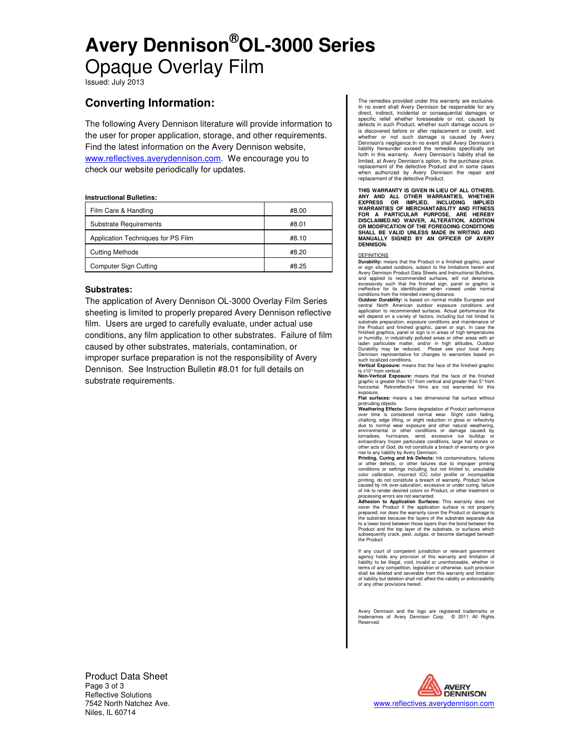# Avery Dennison®OL-3000 Series

Opaque Overlay Film

Issued: July 2013

## Converting Information:

The following Avery Dennison literature will provide information to the user for proper application, storage, and other requirements. Find the latest information on the Avery Dennison website, www.reflectives.averydennison.com. We encourage you to check our website periodically for updates.

**Instructional Bulletins:**

| | |
|---|---|
| Film Care & Handling | #8.00 |
| Substrate Requirements | #8.01 |
| Application Techniques for PS Film | #8.10 |
| Cutting Methods | #8.20 |
| Computer Sign Cutting | #8.25 |

### Substrates:

The application of Avery Dennison OL-3000 Overlay Film Series sheeting is limited to properly prepared Avery Dennison reflective film. Users are urged to carefully evaluate, under actual use conditions, any film application to other substrates. Failure of film caused by other substrates, materials, contamination, or improper surface preparation is not the responsibility of Avery Dennison. See Instruction Bulletin #8.01 for full details on substrate requirements.

The remedies provided under this warranty are exclusive. In no event shall Avery Dennison be responsible for any direct, indirect, incidental or consequential damages or specific relief whether foreseeable or not, caused by defects in such Product, whether such damage occurs or is discovered before or after replacement or credit, and whether or not such damage is caused by Avery Dennison's negligence.In no event shall Avery Dennison's liability hereunder exceed the remedies specifically set forth in this warranty. Avery Dennison's liability shall be limited, at Avery Dennison's option, to the purchase price, replacement of the defective Product and in some cases when authorized by Avery Dennison the repair and replacement of the defective Product.

**THIS WARRANTY IS GIVEN IN LIEU OF ALL OTHERS. ANY AND ALL OTHER WARRANTIES, WHETHER EXPRESS OR IMPLIED, INCLUDING IMPLIED WARRANTIES OF MERCHANTABILITY AND FITNESS FOR A PARTICULAR PURPOSE, ARE HEREBY DISCLAIMED.NO WAIVER, ALTERATION, ADDITION OR MODIFICATION OF THE FOREGOING CONDITIONS SHALL BE VALID UNLESS MADE IN WRITING AND MANUALLY SIGNED BY AN OFFICER OF AVERY DENNISON.**

DEFINITIONS

**Durability:** means that the Product in a finished graphic, panel or sign situated outdoors, subject to the limitations herein and Avery Dennison Product Data Sheets and Instructional Bulletins, and applied to recommended surfaces, will not deteriorate excessively such that the finished sign, panel or graphic is ineffective for its identification when viewed under normal conditions from the intended viewing distance.

**Outdoor Durability:** is based on normal middle European and central North American outdoor exposure conditions and application to recommended surfaces. Actual performance life will depend on a variety of factors, including but not limited to substrate preparation, exposure conditions and maintenance of the Product and finished graphic, panel or sign. In case the finished graphics, panel or sign is in areas of high temperatures or humidity, in industrially polluted areas or other areas with air laden particulate matter, and/or in high altitudes, Outdoor Durability may be reduced. Please see your local Avery Dennison representative for changes to warranties based on such localized conditions.

**Vertical Exposure:** means that the face of the finished graphic is ±10° from vertical.

**Non-Vertical Exposure:** means that the face of the finished graphic is greater than 10° from vertical and greater than 5° from horizontal. Retroreflective films are not warranted for this exposure.

**Flat surfaces:** means a two dimensional flat surface without protruding objects.

**Weathering Effects:** Some degradation of Product performance over time is considered normal wear. Slight color fading, chalking, edge lifting, or slight reduction in gloss or reflectivity due to normal wear exposure and other natural weathering, environmental or other conditions or damage caused by tornadoes, hurricanes, wind, excessive ice buildup or extraordinary frozen particulate conditions, large hail stones or other acts of God, do not constitute a breach of warranty or give rise to any liability by Avery Dennison.

**Printing, Curing and Ink Defects:** Ink contaminations, failures or other defects, or other failures due to improper printing conditions or settings including, but not limited to, unsuitable color calibration, incorrect ICC color profile or incompatible printing, do not constitute a breach of warranty. Product failure caused by ink over-saturation, excessive or under curing, failure of ink to render desired colors on Product, or other treatment or processing errors are not warranted.

**Adhesion to Application Surfaces:** This warranty does not cover the Product if the application surface is not properly prepared; nor does the warranty cover the Product or damage to the substrate because the layers of the substrate separate due to a lower bond between those layers than the bond between the Product and the top layer of the substrate, or surfaces which subsequently crack, peel, outgas, or become damaged beneath the Product

If any court of competent jurisdiction or relevant government agency holds any provision of this warranty and limitation of liability to be illegal, void, invalid or unenforceable, whether in terms of any competition, legislation or otherwise, such provision shall be deleted and severable from this warranty and limitation of liability but deletion shall not affect the validity or enforceability of any other provisions hereof.

Avery Dennison and the logo are registered trademarks or tradenames of Avery Dennison Corp. © 2011 All Rights Reserved.

Product Data Sheet

Reflective Solutions

7542 North Natchez Ave.

Niles, IL 60714

www.reflectives.averydennison.com